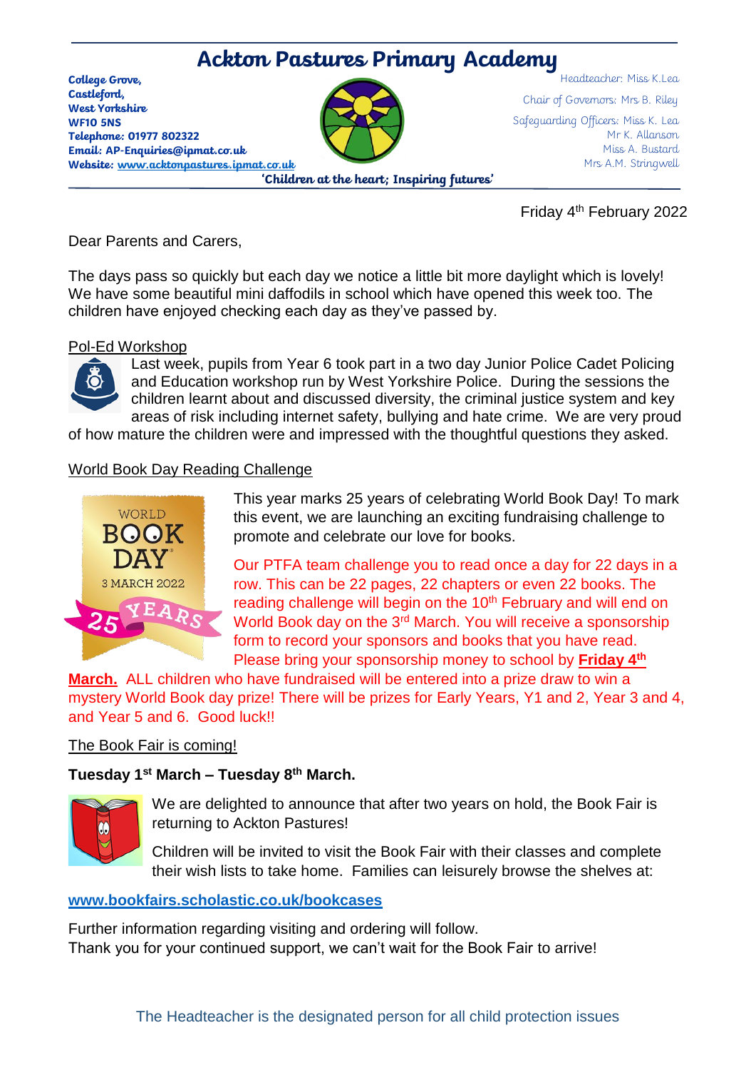# Ackton Pastures Primary Academy

**College Grove,**
**Castleford,**
**West Yorkshire**
**WF10 5NS**
**Telephone: 01977 802322**
**Email: AP-Enquiries@ipmat.co.uk**
**Website: www.acktonpastures.ipmat.co.uk**

Headteacher: Miss K.Lea
Chair of Governors: Mrs B. Riley
Safeguarding Officers: Miss K. Lea
Mr K. Allanson
Miss A. Bustard
Mrs A.M. Stringwell

**'Children at the heart; Inspiring futures'**

Friday 4th February 2022

Dear Parents and Carers,

The days pass so quickly but each day we notice a little bit more daylight which is lovely! We have some beautiful mini daffodils in school which have opened this week too. The children have enjoyed checking each day as they've passed by.

## Pol-Ed Workshop

Last week, pupils from Year 6 took part in a two day Junior Police Cadet Policing and Education workshop run by West Yorkshire Police. During the sessions the children learnt about and discussed diversity, the criminal justice system and key areas of risk including internet safety, bullying and hate crime. We are very proud of how mature the children were and impressed with the thoughtful questions they asked.

## World Book Day Reading Challenge

This year marks 25 years of celebrating World Book Day! To mark this event, we are launching an exciting fundraising challenge to promote and celebrate our love for books.

Our PTFA team challenge you to read once a day for 22 days in a row. This can be 22 pages, 22 chapters or even 22 books. The reading challenge will begin on the 10th February and will end on World Book day on the 3rd March. You will receive a sponsorship form to record your sponsors and books that you have read. Please bring your sponsorship money to school by **Friday 4th March.** ALL children who have fundraised will be entered into a prize draw to win a mystery World Book day prize! There will be prizes for Early Years, Y1 and 2, Year 3 and 4, and Year 5 and 6. Good luck!!

## The Book Fair is coming!

**Tuesday 1st March – Tuesday 8th March.**

We are delighted to announce that after two years on hold, the Book Fair is returning to Ackton Pastures!

Children will be invited to visit the Book Fair with their classes and complete their wish lists to take home. Families can leisurely browse the shelves at:

**www.bookfairs.scholastic.co.uk/bookcases**

Further information regarding visiting and ordering will follow.
Thank you for your continued support, we can't wait for the Book Fair to arrive!

The Headteacher is the designated person for all child protection issues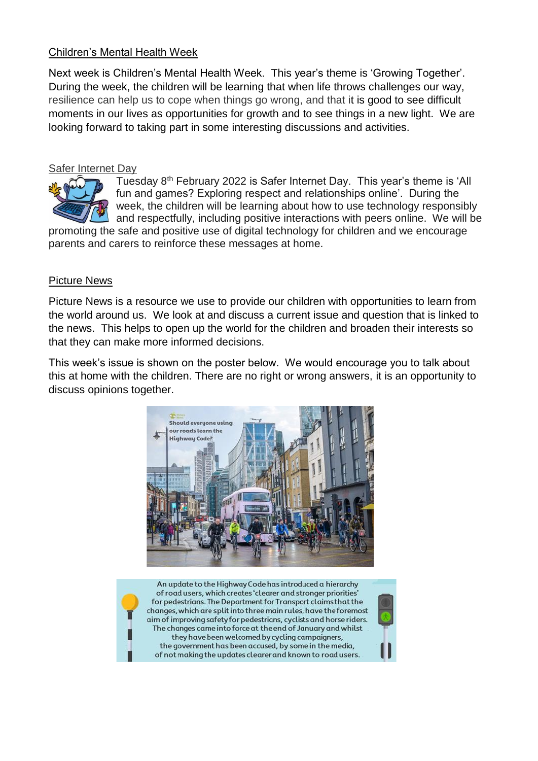## Children's Mental Health Week

Next week is Children's Mental Health Week. This year's theme is 'Growing Together'. During the week, the children will be learning that when life throws challenges our way, resilience can help us to cope when things go wrong, and that it is good to see difficult moments in our lives as opportunities for growth and to see things in a new light. We are looking forward to taking part in some interesting discussions and activities.

## Safer Internet Day

Tuesday 8th February 2022 is Safer Internet Day. This year's theme is 'All fun and games? Exploring respect and relationships online'. During the week, the children will be learning about how to use technology responsibly and respectfully, including positive interactions with peers online. We will be promoting the safe and positive use of digital technology for children and we encourage parents and carers to reinforce these messages at home.

## Picture News

Picture News is a resource we use to provide our children with opportunities to learn from the world around us. We look at and discuss a current issue and question that is linked to the news. This helps to open up the world for the children and broaden their interests so that they can make more informed decisions.

This week's issue is shown on the poster below. We would encourage you to talk about this at home with the children. There are no right or wrong answers, it is an opportunity to discuss opinions together.

Should everyone using our roads learn the Highway Code?

An update to the Highway Code has introduced a hierarchy of road users, which creates 'clearer and stronger priorities' for pedestrians. The Department for Transport claims that the changes, which are split into three main rules, have the foremost aim of improving safety for pedestrians, cyclists and horse riders. The changes came into force at the end of January and whilst they have been welcomed by cycling campaigners, the government has been accused, by some in the media, of not making the updates clearer and known to road users.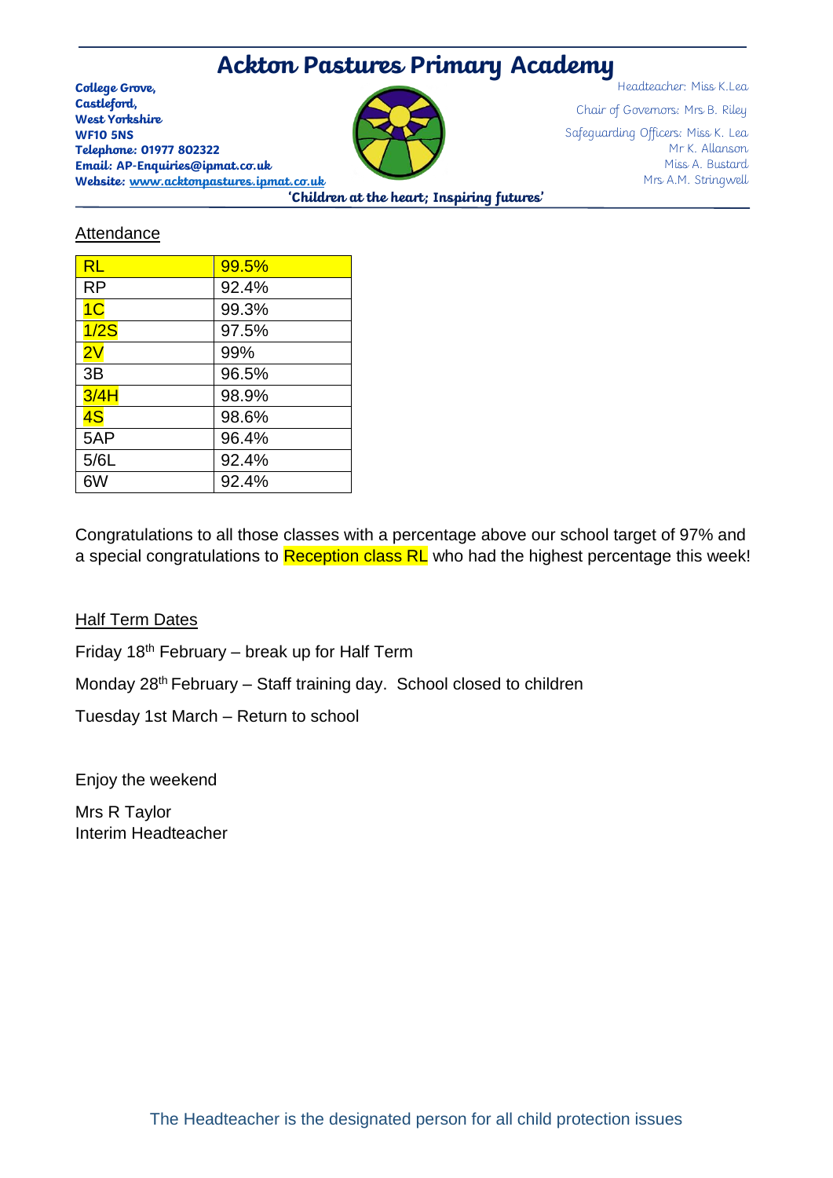# Ackton Pastures Primary Academy

**College Grove,**
**Castleford,**
**West Yorkshire**
**WF10 5NS**
**Telephone: 01977 802322**
**Email: AP-Enquiries@ipmat.co.uk**
**Website: www.acktonpastures.ipmat.co.uk**

Headteacher: Miss K.Lea

Chair of Governors: Mrs B. Riley

Safeguarding Officers: Miss K. Lea
Mr K. Allanson
Miss A. Bustard
Mrs A.M. Stringwell

**'Children at the heart; Inspiring futures'**

Attendance

| | |
|---|---|
| RL | 99.5% |
| RP | 92.4% |
| 1C | 99.3% |
| 1/2S | 97.5% |
| 2V | 99% |
| 3B | 96.5% |
| 3/4H | 98.9% |
| 4S | 98.6% |
| 5AP | 96.4% |
| 5/6L | 92.4% |
| 6W | 92.4% |

Congratulations to all those classes with a percentage above our school target of 97% and a special congratulations to Reception class RL who had the highest percentage this week!

Half Term Dates

Friday 18th February – break up for Half Term

Monday 28th February – Staff training day. School closed to children

Tuesday 1st March – Return to school

Enjoy the weekend

Mrs R Taylor
Interim Headteacher

The Headteacher is the designated person for all child protection issues